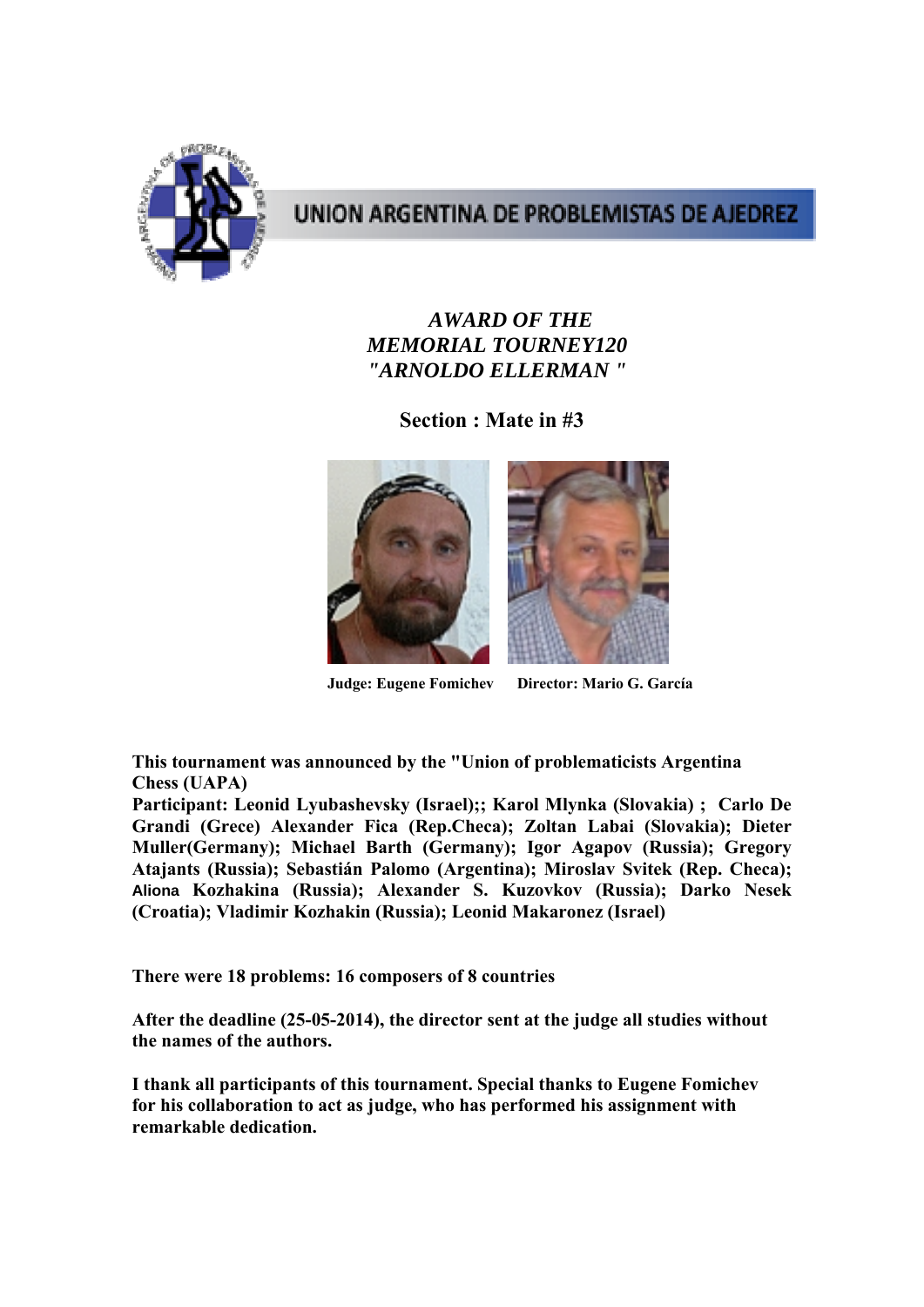UNION ARGENTINA DE PROBLEMISTAS DE AJEDREZ

# *AWARD OF THE MEMORIAL TOURNEY120 "ARNOLDO ELLERMAN "*

## Section : Mate in #3

**Judge: Eugene Fomichev** **Director: Mario G. García**

**This tournament was announced by the "Union of problematicists Argentina Chess (UAPA)**

**Participant: Leonid Lyubashevsky (Israel);; Karol Mlynka (Slovakia) ; Carlo De Grandi (Grece) Alexander Fica (Rep.Checa); Zoltan Labai (Slovakia); Dieter Muller(Germany); Michael Barth (Germany); Igor Agapov (Russia); Gregory Atajants (Russia); Sebastián Palomo (Argentina); Miroslav Svitek (Rep. Checa); Aliona Kozhakina (Russia); Alexander S. Kuzovkov (Russia); Darko Nesek (Croatia); Vladimir Kozhakin (Russia); Leonid Makaronez (Israel)**

**There were 18 problems: 16 composers of 8 countries**

**After the deadline (25-05-2014), the director sent at the judge all studies without the names of the authors.**

**I thank all participants of this tournament. Special thanks to Eugene Fomichev for his collaboration to act as judge, who has performed his assignment with remarkable dedication.**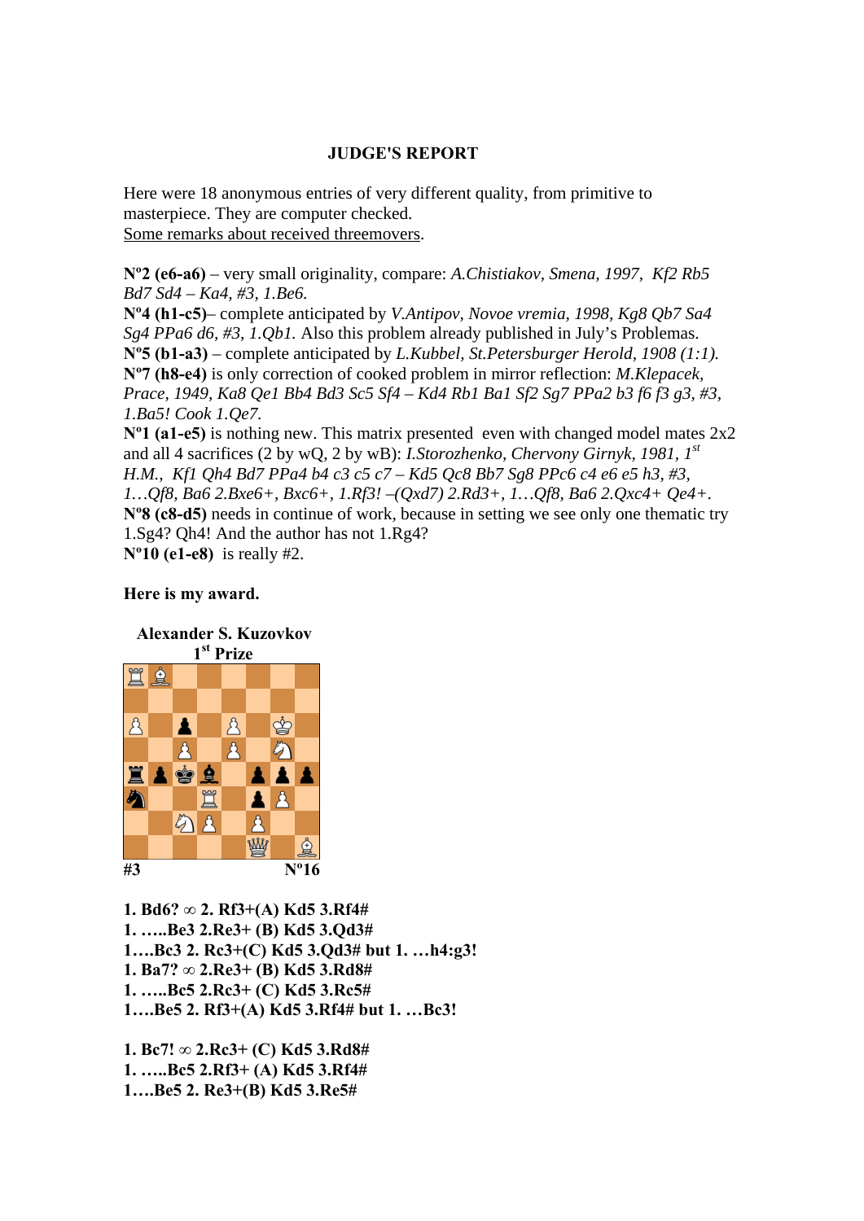**JUDGE'S REPORT**

Here were 18 anonymous entries of very different quality, from primitive to masterpiece. They are computer checked.
Some remarks about received threemovers.

**Nº2 (e6-a6)** – very small originality, compare: *A.Chistiakov, Smena, 1997, Kf2 Rb5 Bd7 Sd4 – Ka4, #3, 1.Be6.*
**Nº4 (h1-c5)**– complete anticipated by *V.Antipov, Novoe vremia, 1998, Kg8 Qb7 Sa4 Sg4 PPa6 d6, #3, 1.Qb1.* Also this problem already published in July's Problemas.
**Nº5 (b1-a3)** – complete anticipated by *L.Kubbel, St.Petersburger Herold, 1908 (1:1).*
**Nº7 (h8-e4)** is only correction of cooked problem in mirror reflection: *M.Klepacek, Prace, 1949, Ka8 Qe1 Bb4 Bd3 Sc5 Sf4 – Kd4 Rb1 Ba1 Sf2 Sg7 PPa2 b3 f6 f3 g3, #3, 1.Ba5! Cook 1.Qe7.*
**Nº1 (a1-e5)** is nothing new. This matrix presented even with changed model mates 2x2 and all 4 sacrifices (2 by wQ, 2 by wB): *I.Storozhenko, Chervony Girnyk, 1981, 1st H.M., Kf1 Qh4 Bd7 PPa4 b4 c3 c5 c7 – Kd5 Qc8 Bb7 Sg8 PPc6 c4 e6 e5 h3, #3, 1…Qf8, Ba6 2.Bxe6+, Bxc6+, 1.Rf3! –(Qxd7) 2.Rd3+, 1…Qf8, Ba6 2.Qxc4+ Qe4+.*
**Nº8 (c8-d5)** needs in continue of work, because in setting we see only one thematic try 1.Sg4? Qh4! And the author has not 1.Rg4?
**Nº10 (e1-e8)** is really #2.

**Here is my award.**

**Alexander S. Kuzovkov**
**1st Prize**

#3 Nº16

**1. Bd6? ∞ 2. Rf3+(A) Kd5 3.Rf4#**
**1. …..Be3 2.Re3+ (B) Kd5 3.Qd3#**
**1….Bc3 2. Rc3+(C) Kd5 3.Qd3# but 1. …h4:g3!**
**1. Ba7? ∞ 2.Re3+ (B) Kd5 3.Rd8#**
**1. …..Bc5 2.Rc3+ (C) Kd5 3.Rc5#**
**1….Be5 2. Rf3+(A) Kd5 3.Rf4# but 1. …Bc3!**

**1. Bc7! ∞ 2.Rc3+ (C) Kd5 3.Rd8#**
**1. …..Bc5 2.Rf3+ (A) Kd5 3.Rf4#**
**1….Be5 2. Re3+(B) Kd5 3.Re5#**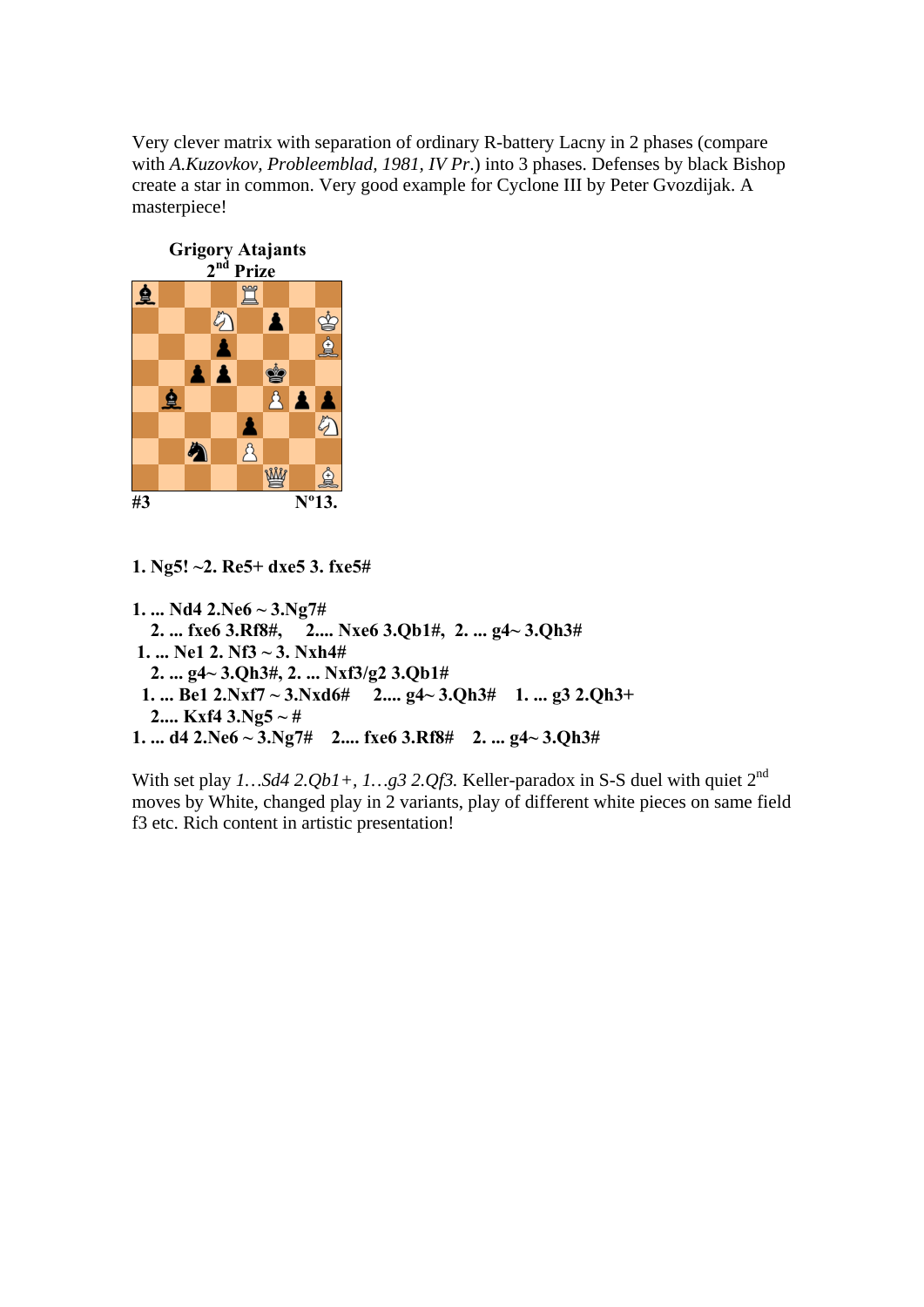Very clever matrix with separation of ordinary R-battery Lacny in 2 phases (compare with *A.Kuzovkov, Probleemblad, 1981, IV Pr*.) into 3 phases. Defenses by black Bishop create a star in common. Very good example for Cyclone III by Peter Gvozdijak. A masterpiece!

**Grigory Atajants**
**2nd Prize**

**#3** **Nº13.**

**1. Ng5! ~2. Re5+ dxe5 3. fxe5#**

**1. ... Nd4 2.Ne6 ~ 3.Ng7#**
**2. ... fxe6 3.Rf8#, 2.... Nxe6 3.Qb1#, 2. ... g4~ 3.Qh3#**
**1. ... Ne1 2. Nf3 ~ 3. Nxh4#**
**2. ... g4~ 3.Qh3#, 2. ... Nxf3/g2 3.Qb1#**
**1. ... Be1 2.Nxf7 ~ 3.Nxd6# 2.... g4~ 3.Qh3# 1. ... g3 2.Qh3+**
**2.... Kxf4 3.Ng5 ~ #**
**1. ... d4 2.Ne6 ~ 3.Ng7# 2.... fxe6 3.Rf8# 2. ... g4~ 3.Qh3#**

With set play *1…Sd4 2.Qb1+, 1…g3 2.Qf3.* Keller-paradox in S-S duel with quiet 2nd moves by White, changed play in 2 variants, play of different white pieces on same field f3 etc. Rich content in artistic presentation!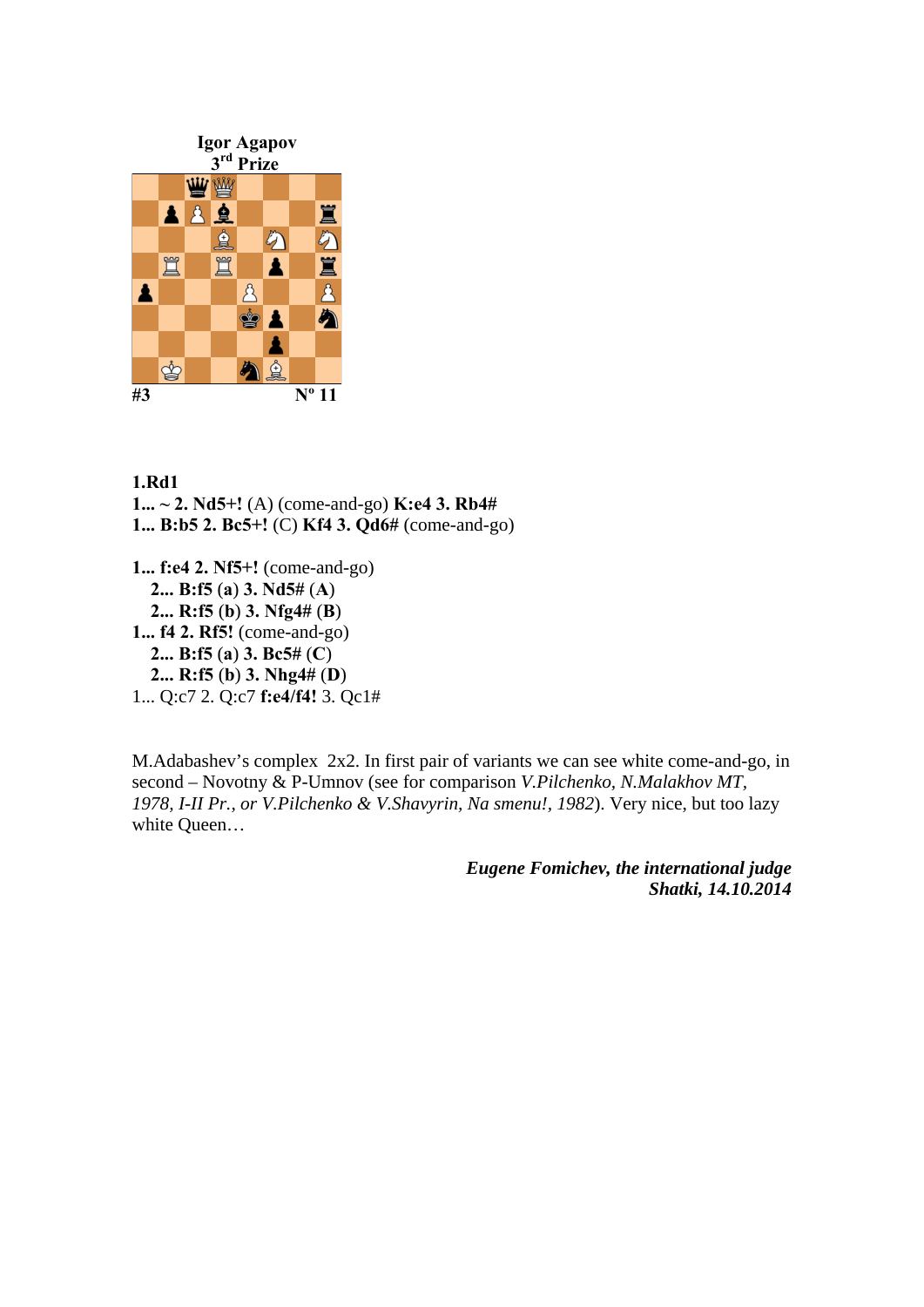**Igor Agapov**
**3rd Prize**

#3 Nº 11

**1.Rd1**

**1... ~ 2. Nd5+!** (A) (come-and-go) **K:e4 3. Rb4#**

**1... B:b5 2. Bc5+!** (C) **Kf4 3. Qd6#** (come-and-go)

**1... f:e4 2. Nf5+!** (come-and-go)

  **2... B:f5** (**a**) **3. Nd5#** (**A**)

  **2... R:f5** (**b**) **3. Nfg4#** (**B**)

**1... f4 2. Rf5!** (come-and-go)

  **2... B:f5** (**a**) **3. Bc5#** (**C**)

  **2... R:f5** (**b**) **3. Nhg4#** (**D**)

1... Q:c7 2. Q:c7 **f:e4/f4!** 3. Qc1#

M.Adabashev's complex 2x2. In first pair of variants we can see white come-and-go, in second – Novotny & P-Umnov (see for comparison *V.Pilchenko, N.Malakhov MT, 1978, I-II Pr., or V.Pilchenko & V.Shavyrin, Na smenu!, 1982*). Very nice, but too lazy white Queen…

***Eugene Fomichev, the international judge***
***Shatki, 14.10.2014***